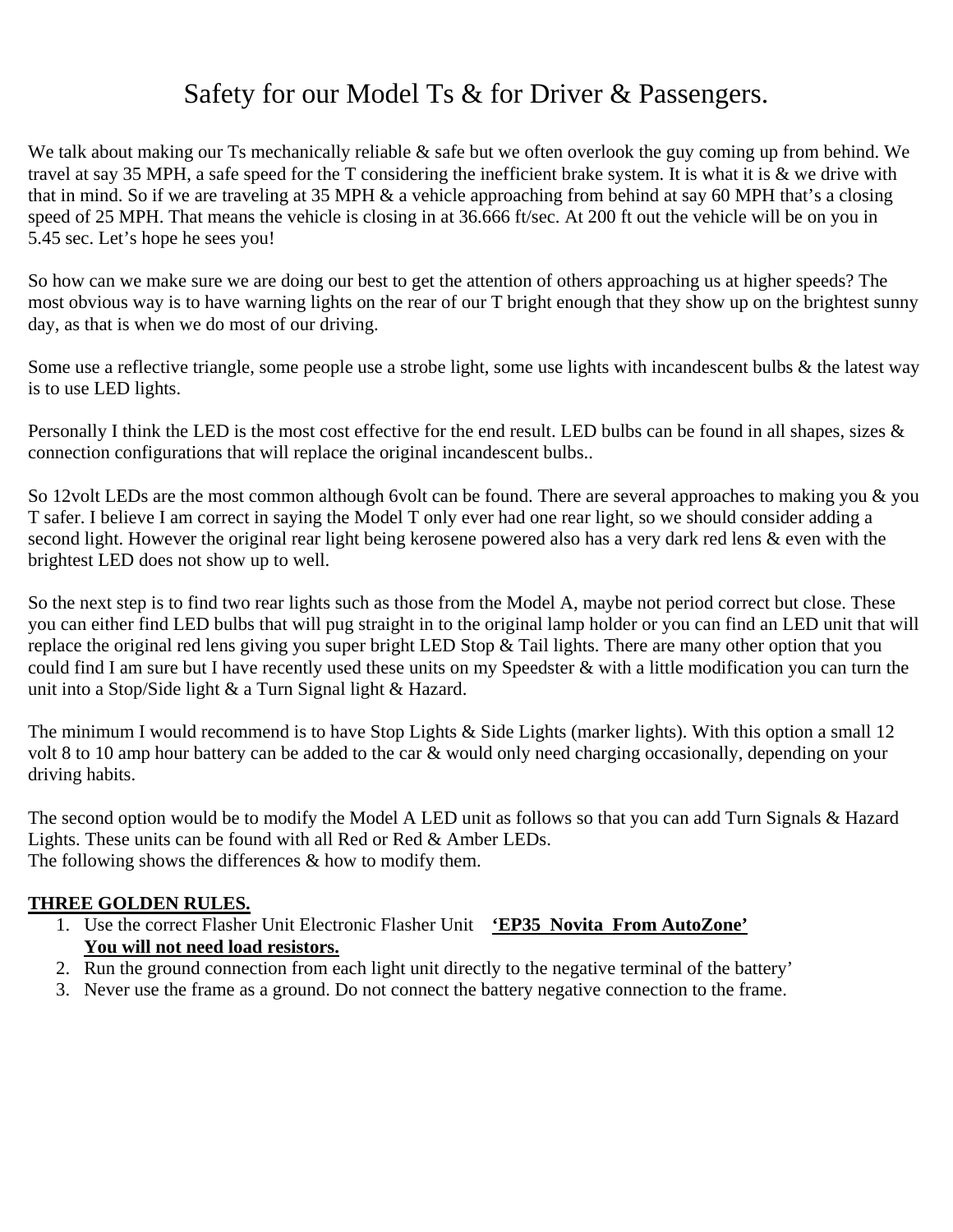# Safety for our Model Ts & for Driver & Passengers.

We talk about making our Ts mechanically reliable & safe but we often overlook the guy coming up from behind. We travel at say 35 MPH, a safe speed for the T considering the inefficient brake system. It is what it is & we drive with that in mind. So if we are traveling at 35 MPH & a vehicle approaching from behind at say 60 MPH that's a closing speed of 25 MPH. That means the vehicle is closing in at 36.666 ft/sec. At 200 ft out the vehicle will be on you in 5.45 sec. Let's hope he sees you!

So how can we make sure we are doing our best to get the attention of others approaching us at higher speeds? The most obvious way is to have warning lights on the rear of our T bright enough that they show up on the brightest sunny day, as that is when we do most of our driving.

Some use a reflective triangle, some people use a strobe light, some use lights with incandescent bulbs & the latest way is to use LED lights.

Personally I think the LED is the most cost effective for the end result. LED bulbs can be found in all shapes, sizes & connection configurations that will replace the original incandescent bulbs..

So 12volt LEDs are the most common although 6volt can be found. There are several approaches to making you & you T safer. I believe I am correct in saying the Model T only ever had one rear light, so we should consider adding a second light. However the original rear light being kerosene powered also has a very dark red lens & even with the brightest LED does not show up to well.

So the next step is to find two rear lights such as those from the Model A, maybe not period correct but close. These you can either find LED bulbs that will pug straight in to the original lamp holder or you can find an LED unit that will replace the original red lens giving you super bright LED Stop & Tail lights. There are many other option that you could find I am sure but I have recently used these units on my Speedster & with a little modification you can turn the unit into a Stop/Side light & a Turn Signal light & Hazard.

The minimum I would recommend is to have Stop Lights & Side Lights (marker lights). With this option a small 12 volt 8 to 10 amp hour battery can be added to the car & would only need charging occasionally, depending on your driving habits.

The second option would be to modify the Model A LED unit as follows so that you can add Turn Signals & Hazard Lights. These units can be found with all Red or Red & Amber LEDs.
The following shows the differences & how to modify them.

**THREE GOLDEN RULES.**

1. Use the correct Flasher Unit Electronic Flasher Unit **'EP35 Novita From AutoZone'**
   **You will not need load resistors.**
2. Run the ground connection from each light unit directly to the negative terminal of the battery'
3. Never use the frame as a ground. Do not connect the battery negative connection to the frame.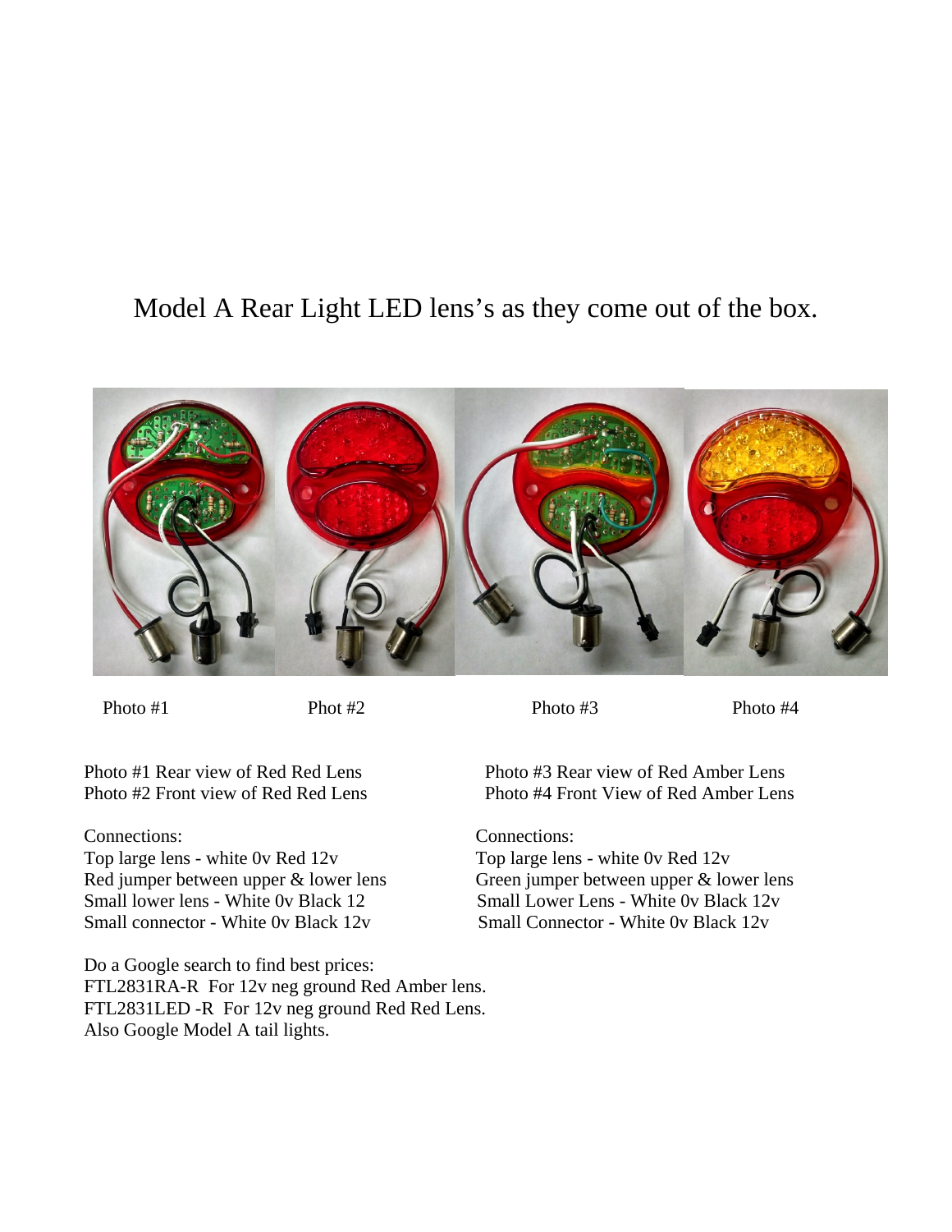# Model A Rear Light LED lens's as they come out of the box.

Photo #1 Phot #2 Photo #3 Photo #4

Photo #1 Rear view of Red Red Lens
Photo #2 Front view of Red Red Lens

Connections:
Top large lens - white 0v Red 12v
Red jumper between upper & lower lens
Small lower lens - White 0v Black 12
Small connector - White 0v Black 12v

Photo #3 Rear view of Red Amber Lens
Photo #4 Front View of Red Amber Lens

Connections:
Top large lens - white 0v Red 12v
Green jumper between upper & lower lens
Small Lower Lens - White 0v Black 12v
Small Connector - White 0v Black 12v

Do a Google search to find best prices:
FTL2831RA-R For 12v neg ground Red Amber lens.
FTL2831LED -R For 12v neg ground Red Red Lens.
Also Google Model A tail lights.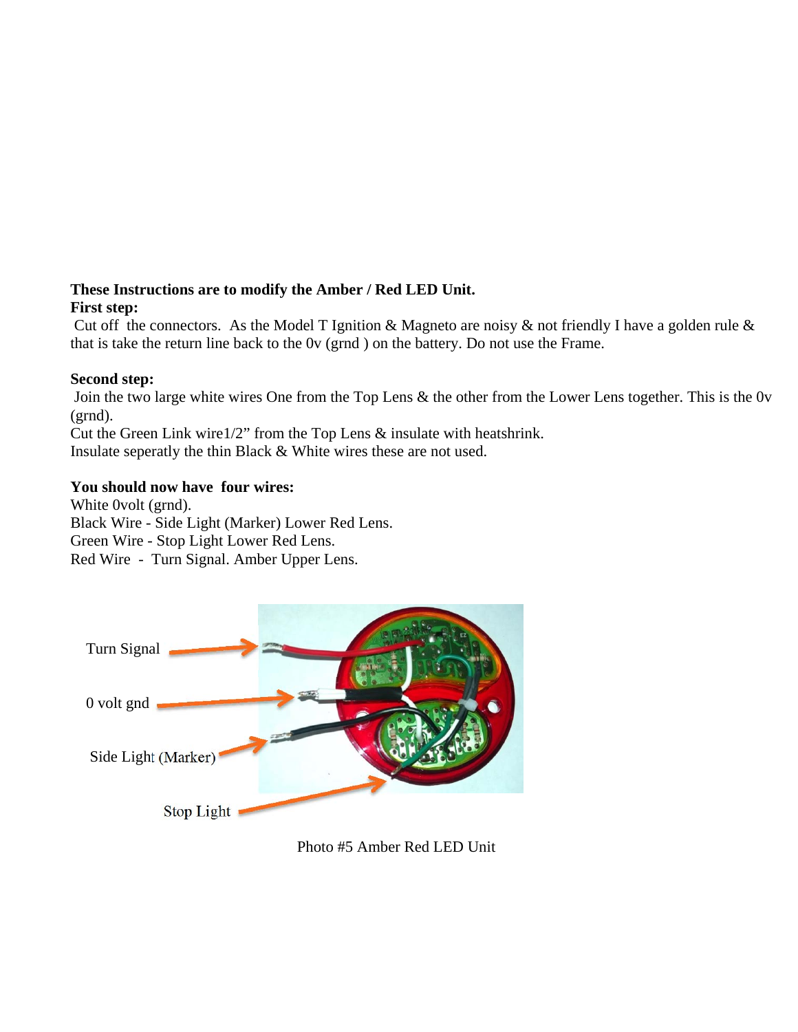**These Instructions are to modify the Amber / Red LED Unit.**
**First step:**
Cut off the connectors. As the Model T Ignition & Magneto are noisy & not friendly I have a golden rule & that is take the return line back to the 0v (grnd ) on the battery. Do not use the Frame.

**Second step:**
Join the two large white wires One from the Top Lens & the other from the Lower Lens together. This is the 0v (grnd).
Cut the Green Link wire1/2" from the Top Lens & insulate with heatshrink.
Insulate seperatly the thin Black & White wires these are not used.

**You should now have four wires:**
White 0volt (grnd).
Black Wire - Side Light (Marker) Lower Red Lens.
Green Wire - Stop Light Lower Red Lens.
Red Wire - Turn Signal. Amber Upper Lens.

Turn Signal

0 volt gnd

Side Light (Marker)

Stop Light

Photo #5 Amber Red LED Unit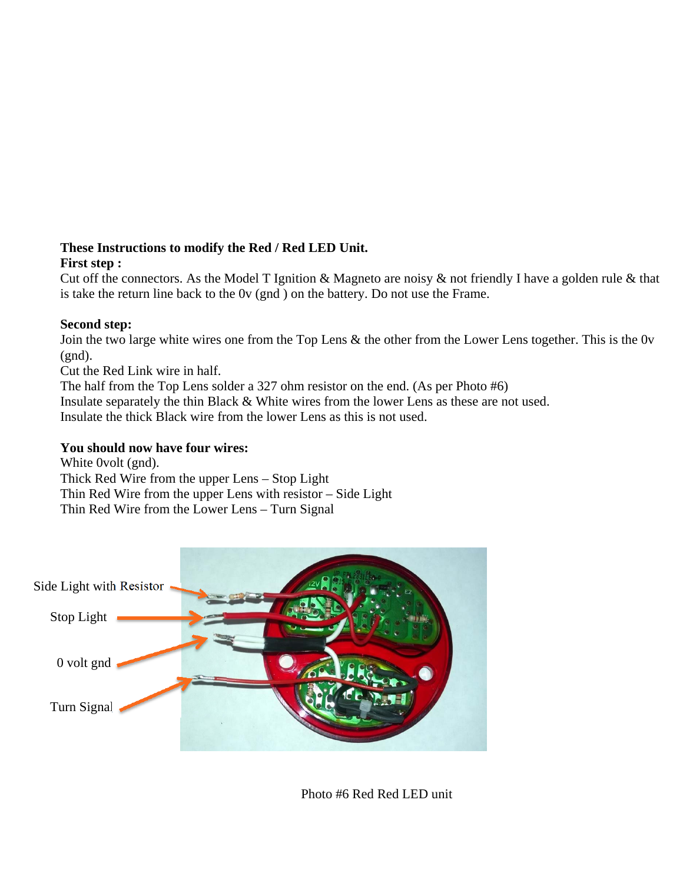**These Instructions to modify the Red / Red LED Unit.**

**First step :**

Cut off the connectors. As the Model T Ignition & Magneto are noisy & not friendly I have a golden rule & that is take the return line back to the 0v (gnd ) on the battery. Do not use the Frame.

**Second step:**

Join the two large white wires one from the Top Lens & the other from the Lower Lens together. This is the 0v (gnd).

Cut the Red Link wire in half.

The half from the Top Lens solder a 327 ohm resistor on the end. (As per Photo #6)

Insulate separately the thin Black & White wires from the lower Lens as these are not used.

Insulate the thick Black wire from the lower Lens as this is not used.

**You should now have four wires:**

White 0volt (gnd).

Thick Red Wire from the upper Lens – Stop Light

Thin Red Wire from the upper Lens with resistor – Side Light

Thin Red Wire from the Lower Lens – Turn Signal

Side Light with Resistor

Stop Light

0 volt gnd

Turn Signal

Photo #6 Red Red LED unit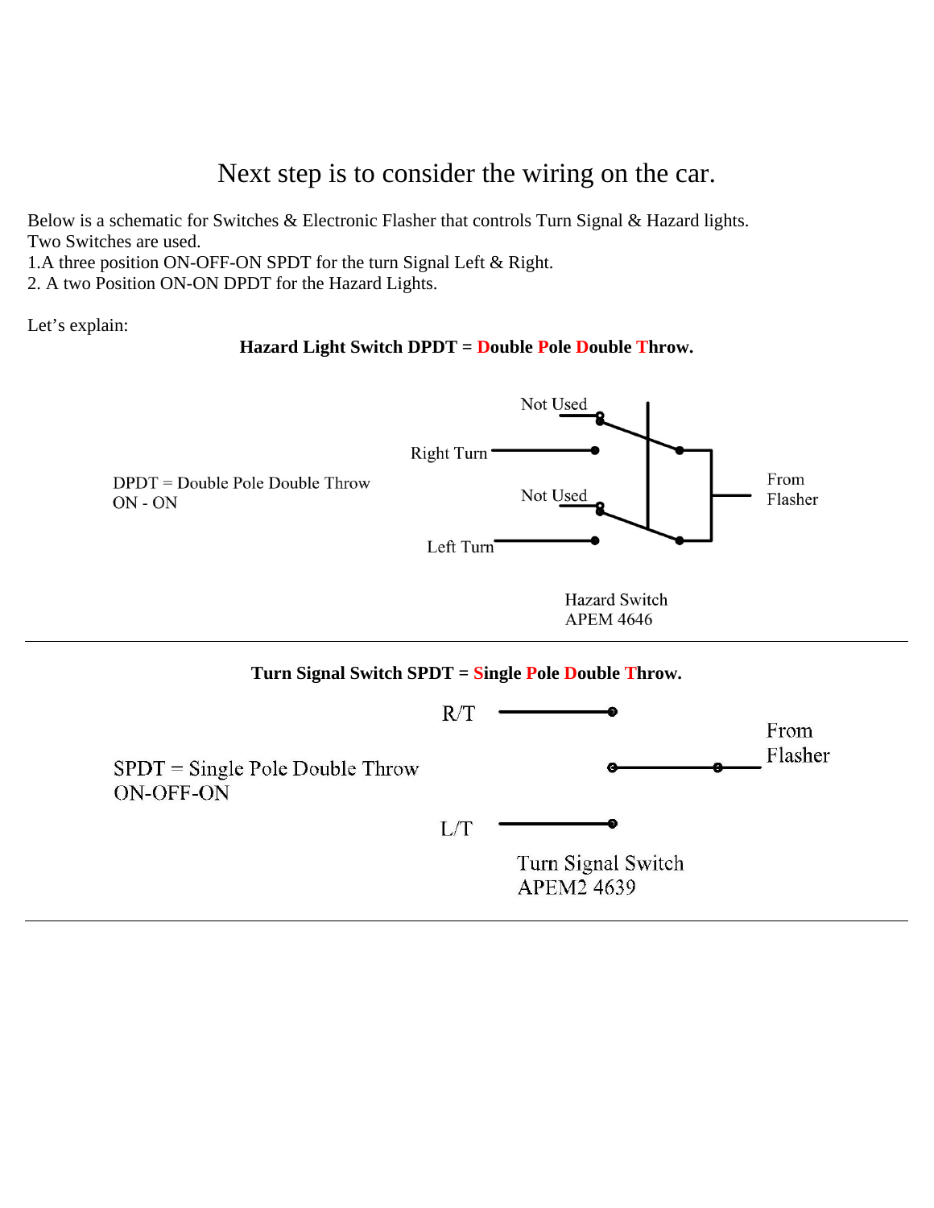# Next step is to consider the wiring on the car.

Below is a schematic for Switches & Electronic Flasher that controls Turn Signal & Hazard lights.
Two Switches are used.
1.A three position ON-OFF-ON SPDT for the turn Signal Left & Right.
2. A two Position ON-ON DPDT for the Hazard Lights.

Let's explain:

**Hazard Light Switch DPDT = Double Pole Double Throw.**

DPDT = Double Pole Double Throw
ON - ON

Not Used
Right Turn
Not Used
Left Turn
From Flasher

Hazard Switch
APEM 4646

---

**Turn Signal Switch SPDT = Single Pole Double Throw.**

SPDT = Single Pole Double Throw
ON-OFF-ON

R/T
L/T
From Flasher

Turn Signal Switch
APEM2 4639

---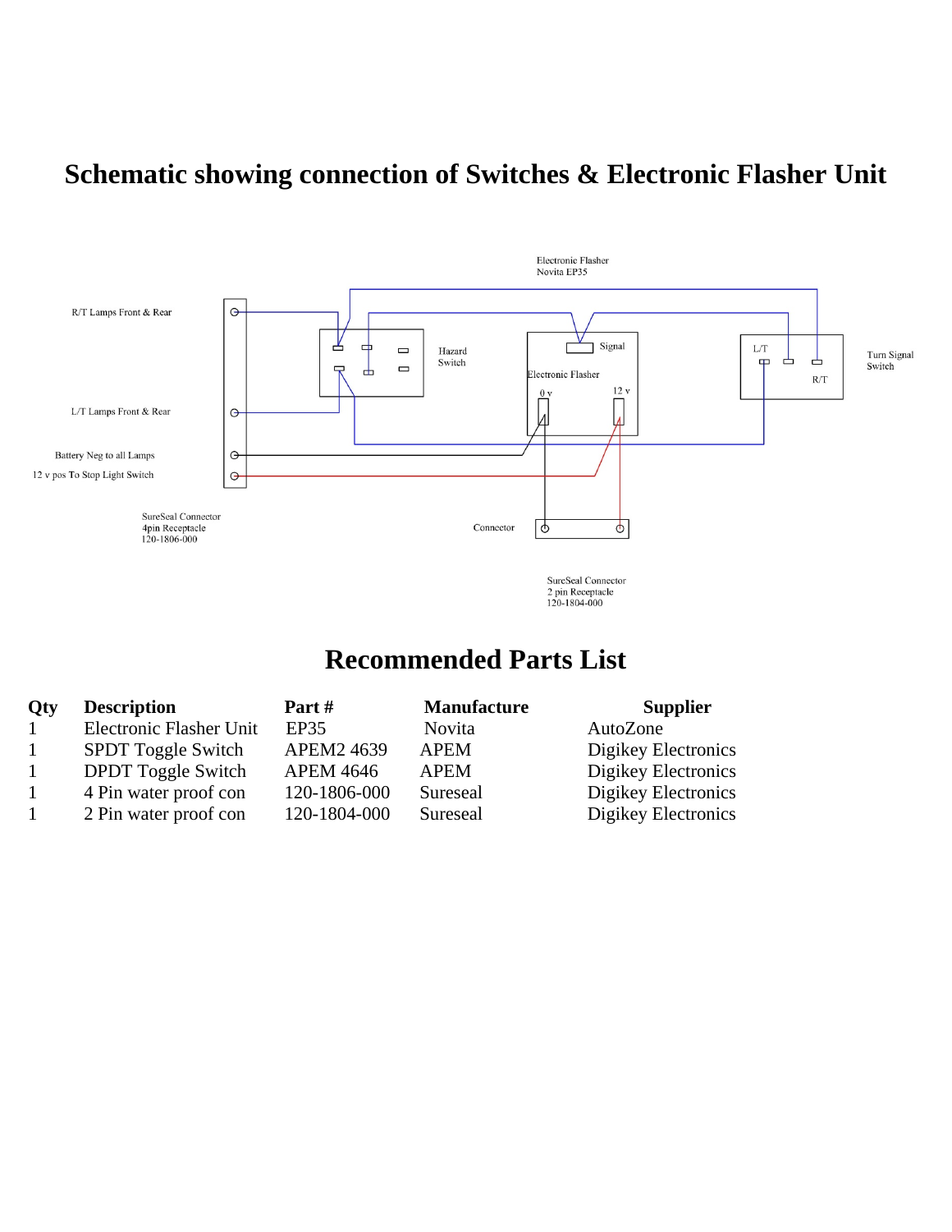# Schematic showing connection of Switches & Electronic Flasher Unit

Electronic Flasher
Novita EP35

R/T Lamps Front & Rear

Hazard
Switch

Signal

Electronic Flasher

L/T

R/T

Turn Signal
Switch

0 v

12 v

L/T Lamps Front & Rear

Battery Neg to all Lamps

12 v pos To Stop Light Switch

SureSeal Connector
4pin Receptacle
120-1806-000

Connector

SureSeal Connector
2 pin Receptacle
120-1804-000

# Recommended Parts List

| Qty | Description | Part # | Manufacture | Supplier |
|---|---|---|---|---|
| 1 | Electronic Flasher Unit | EP35 | Novita | AutoZone |
| 1 | SPDT Toggle Switch | APEM2 4639 | APEM | Digikey Electronics |
| 1 | DPDT Toggle Switch | APEM 4646 | APEM | Digikey Electronics |
| 1 | 4 Pin water proof con | 120-1806-000 | Sureseal | Digikey Electronics |
| 1 | 2 Pin water proof con | 120-1804-000 | Sureseal | Digikey Electronics |